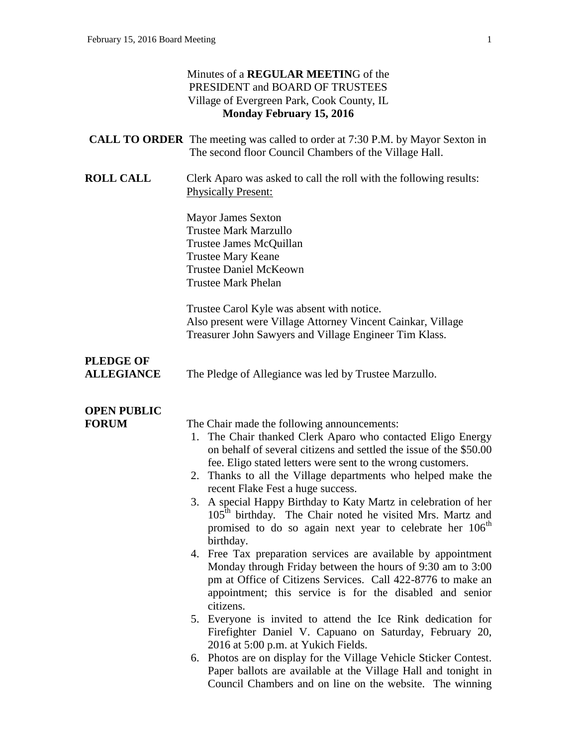Minutes of a **REGULAR MEETIN**G of the
PRESIDENT and BOARD OF TRUSTEES
Village of Evergreen Park, Cook County, IL
**Monday February 15, 2016**

**CALL TO ORDER** The meeting was called to order at 7:30 P.M. by Mayor Sexton in The second floor Council Chambers of the Village Hall.

**ROLL CALL** Clerk Aparo was asked to call the roll with the following results:
Physically Present:

Mayor James Sexton
Trustee Mark Marzullo
Trustee James McQuillan
Trustee Mary Keane
Trustee Daniel McKeown
Trustee Mark Phelan

Trustee Carol Kyle was absent with notice.
Also present were Village Attorney Vincent Cainkar, Village Treasurer John Sawyers and Village Engineer Tim Klass.

**PLEDGE OF ALLEGIANCE** The Pledge of Allegiance was led by Trustee Marzullo.

**OPEN PUBLIC FORUM** The Chair made the following announcements:

1. The Chair thanked Clerk Aparo who contacted Eligo Energy on behalf of several citizens and settled the issue of the $50.00 fee. Eligo stated letters were sent to the wrong customers.
2. Thanks to all the Village departments who helped make the recent Flake Fest a huge success.
3. A special Happy Birthday to Katy Martz in celebration of her 105th birthday. The Chair noted he visited Mrs. Martz and promised to do so again next year to celebrate her 106th birthday.
4. Free Tax preparation services are available by appointment Monday through Friday between the hours of 9:30 am to 3:00 pm at Office of Citizens Services. Call 422-8776 to make an appointment; this service is for the disabled and senior citizens.
5. Everyone is invited to attend the Ice Rink dedication for Firefighter Daniel V. Capuano on Saturday, February 20, 2016 at 5:00 p.m. at Yukich Fields.
6. Photos are on display for the Village Vehicle Sticker Contest. Paper ballots are available at the Village Hall and tonight in Council Chambers and on line on the website. The winning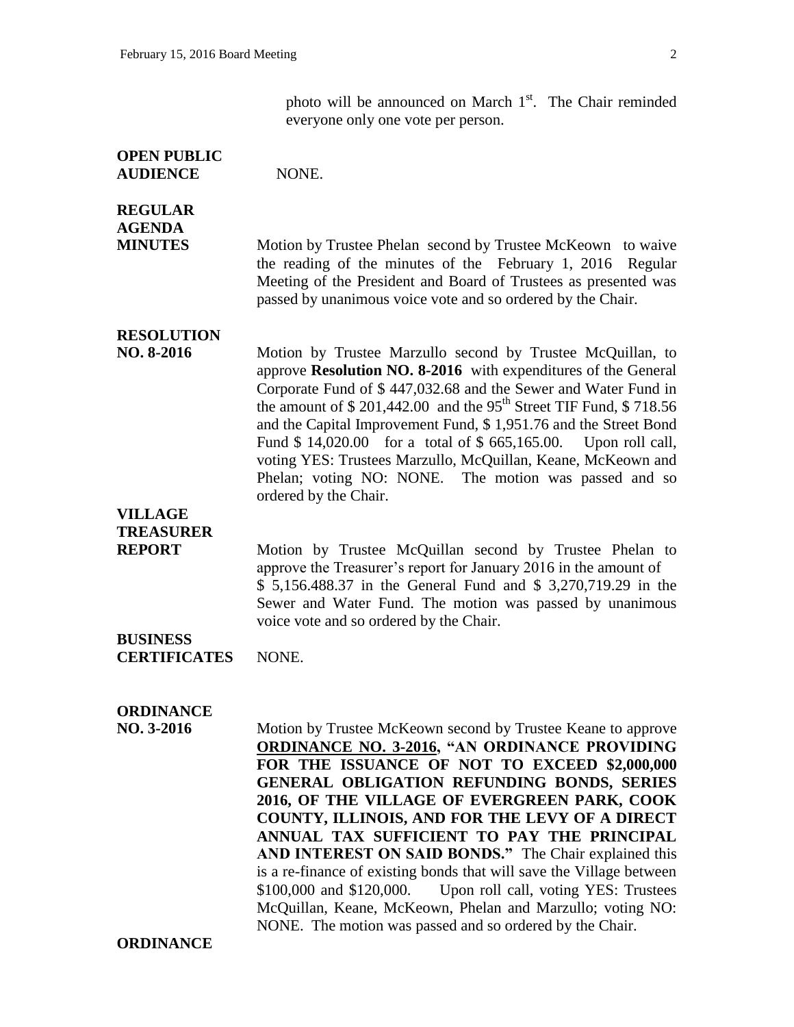photo will be announced on March 1st. The Chair reminded everyone only one vote per person.

**OPEN PUBLIC AUDIENCE** NONE.

**REGULAR AGENDA**

**MINUTES** Motion by Trustee Phelan second by Trustee McKeown to waive the reading of the minutes of the February 1, 2016 Regular Meeting of the President and Board of Trustees as presented was passed by unanimous voice vote and so ordered by the Chair.

**RESOLUTION NO. 8-2016** Motion by Trustee Marzullo second by Trustee McQuillan, to approve **Resolution NO. 8-2016** with expenditures of the General Corporate Fund of $ 447,032.68 and the Sewer and Water Fund in the amount of $ 201,442.00 and the 95th Street TIF Fund, $ 718.56 and the Capital Improvement Fund, $ 1,951.76 and the Street Bond Fund $ 14,020.00 for a total of $ 665,165.00. Upon roll call, voting YES: Trustees Marzullo, McQuillan, Keane, McKeown and Phelan; voting NO: NONE. The motion was passed and so ordered by the Chair.

**VILLAGE TREASURER REPORT** Motion by Trustee McQuillan second by Trustee Phelan to approve the Treasurer's report for January 2016 in the amount of $ 5,156.488.37 in the General Fund and $ 3,270,719.29 in the Sewer and Water Fund. The motion was passed by unanimous voice vote and so ordered by the Chair.

**BUSINESS CERTIFICATES** NONE.

**ORDINANCE NO. 3-2016** Motion by Trustee McKeown second by Trustee Keane to approve **ORDINANCE NO. 3-2016, "AN ORDINANCE PROVIDING FOR THE ISSUANCE OF NOT TO EXCEED $2,000,000 GENERAL OBLIGATION REFUNDING BONDS, SERIES 2016, OF THE VILLAGE OF EVERGREEN PARK, COOK COUNTY, ILLINOIS, AND FOR THE LEVY OF A DIRECT ANNUAL TAX SUFFICIENT TO PAY THE PRINCIPAL AND INTEREST ON SAID BONDS."** The Chair explained this is a re-finance of existing bonds that will save the Village between $100,000 and $120,000. Upon roll call, voting YES: Trustees McQuillan, Keane, McKeown, Phelan and Marzullo; voting NO: NONE. The motion was passed and so ordered by the Chair.

**ORDINANCE**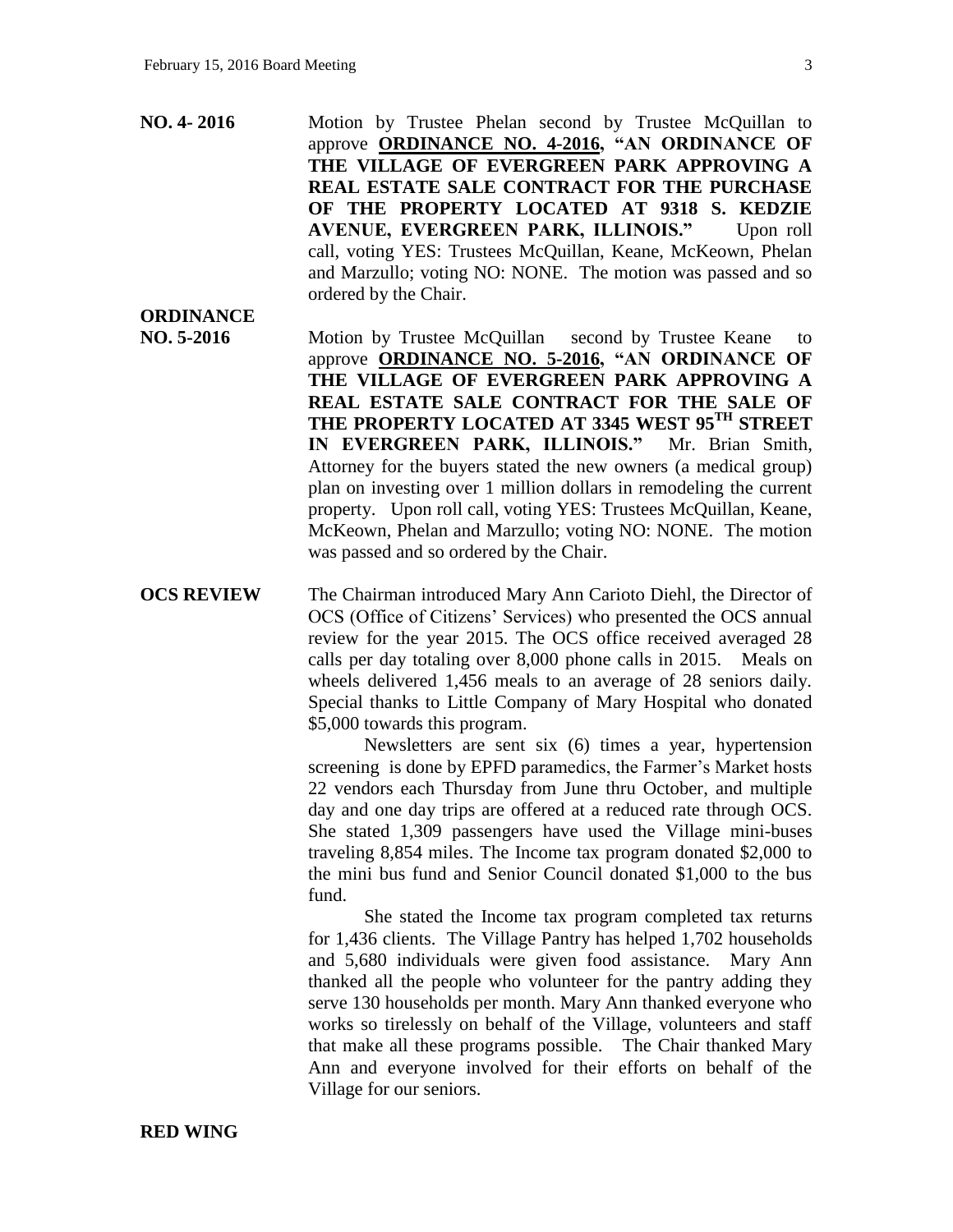**NO. 4- 2016** Motion by Trustee Phelan second by Trustee McQuillan to approve **ORDINANCE NO. 4-2016, "AN ORDINANCE OF THE VILLAGE OF EVERGREEN PARK APPROVING A REAL ESTATE SALE CONTRACT FOR THE PURCHASE OF THE PROPERTY LOCATED AT 9318 S. KEDZIE AVENUE, EVERGREEN PARK, ILLINOIS."** Upon roll call, voting YES: Trustees McQuillan, Keane, McKeown, Phelan and Marzullo; voting NO: NONE. The motion was passed and so ordered by the Chair.

**ORDINANCE NO. 5-2016** Motion by Trustee McQuillan second by Trustee Keane to approve **ORDINANCE NO. 5-2016, "AN ORDINANCE OF THE VILLAGE OF EVERGREEN PARK APPROVING A REAL ESTATE SALE CONTRACT FOR THE SALE OF THE PROPERTY LOCATED AT 3345 WEST 95TH STREET IN EVERGREEN PARK, ILLINOIS."** Mr. Brian Smith, Attorney for the buyers stated the new owners (a medical group) plan on investing over 1 million dollars in remodeling the current property. Upon roll call, voting YES: Trustees McQuillan, Keane, McKeown, Phelan and Marzullo; voting NO: NONE. The motion was passed and so ordered by the Chair.

**OCS REVIEW** The Chairman introduced Mary Ann Carioto Diehl, the Director of OCS (Office of Citizens' Services) who presented the OCS annual review for the year 2015. The OCS office received averaged 28 calls per day totaling over 8,000 phone calls in 2015. Meals on wheels delivered 1,456 meals to an average of 28 seniors daily. Special thanks to Little Company of Mary Hospital who donated $5,000 towards this program.

Newsletters are sent six (6) times a year, hypertension screening is done by EPFD paramedics, the Farmer's Market hosts 22 vendors each Thursday from June thru October, and multiple day and one day trips are offered at a reduced rate through OCS. She stated 1,309 passengers have used the Village mini-buses traveling 8,854 miles. The Income tax program donated $2,000 to the mini bus fund and Senior Council donated $1,000 to the bus fund.

She stated the Income tax program completed tax returns for 1,436 clients. The Village Pantry has helped 1,702 households and 5,680 individuals were given food assistance. Mary Ann thanked all the people who volunteer for the pantry adding they serve 130 households per month. Mary Ann thanked everyone who works so tirelessly on behalf of the Village, volunteers and staff that make all these programs possible. The Chair thanked Mary Ann and everyone involved for their efforts on behalf of the Village for our seniors.

**RED WING**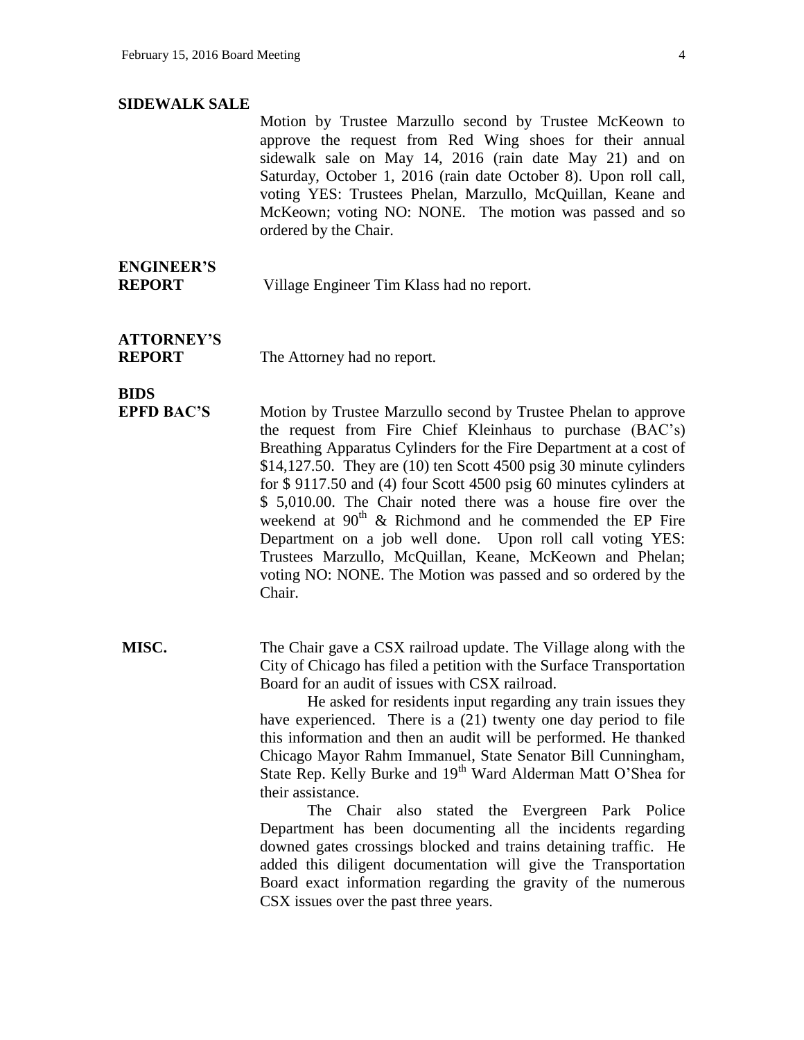**SIDEWALK SALE**

Motion by Trustee Marzullo second by Trustee McKeown to approve the request from Red Wing shoes for their annual sidewalk sale on May 14, 2016 (rain date May 21) and on Saturday, October 1, 2016 (rain date October 8). Upon roll call, voting YES: Trustees Phelan, Marzullo, McQuillan, Keane and McKeown; voting NO: NONE. The motion was passed and so ordered by the Chair.

**ENGINEER'S REPORT**

Village Engineer Tim Klass had no report.

**ATTORNEY'S REPORT**

The Attorney had no report.

**BIDS**

**EPFD BAC'S**

Motion by Trustee Marzullo second by Trustee Phelan to approve the request from Fire Chief Kleinhaus to purchase (BAC's) Breathing Apparatus Cylinders for the Fire Department at a cost of $14,127.50. They are (10) ten Scott 4500 psig 30 minute cylinders for $ 9117.50 and (4) four Scott 4500 psig 60 minutes cylinders at $ 5,010.00. The Chair noted there was a house fire over the weekend at 90th & Richmond and he commended the EP Fire Department on a job well done. Upon roll call voting YES: Trustees Marzullo, McQuillan, Keane, McKeown and Phelan; voting NO: NONE. The Motion was passed and so ordered by the Chair.

**MISC.**

The Chair gave a CSX railroad update. The Village along with the City of Chicago has filed a petition with the Surface Transportation Board for an audit of issues with CSX railroad.

He asked for residents input regarding any train issues they have experienced. There is a (21) twenty one day period to file this information and then an audit will be performed. He thanked Chicago Mayor Rahm Immanuel, State Senator Bill Cunningham, State Rep. Kelly Burke and 19th Ward Alderman Matt O'Shea for their assistance.

The Chair also stated the Evergreen Park Police Department has been documenting all the incidents regarding downed gates crossings blocked and trains detaining traffic. He added this diligent documentation will give the Transportation Board exact information regarding the gravity of the numerous CSX issues over the past three years.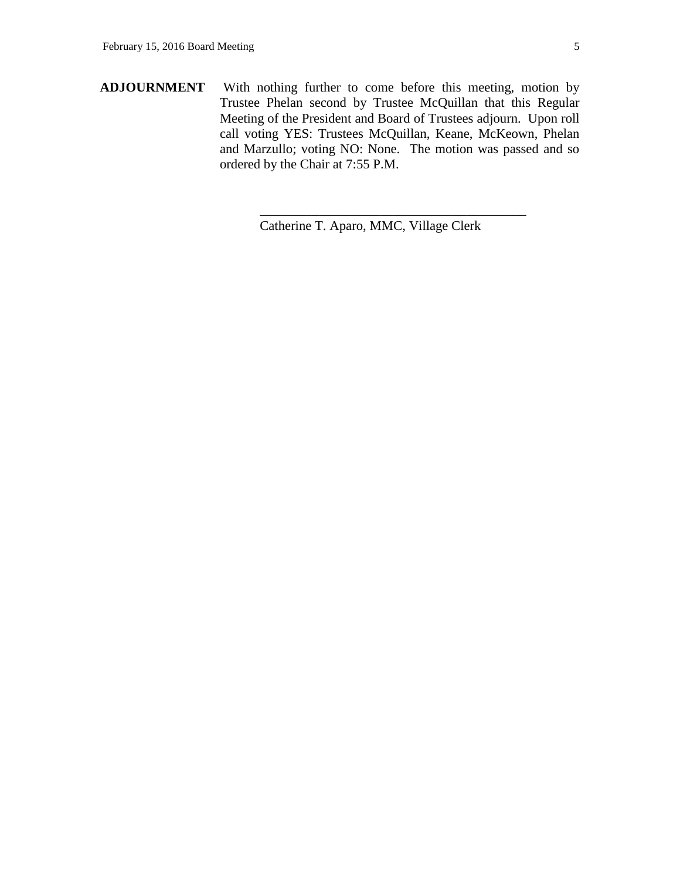**ADJOURNMENT** With nothing further to come before this meeting, motion by Trustee Phelan second by Trustee McQuillan that this Regular Meeting of the President and Board of Trustees adjourn. Upon roll call voting YES: Trustees McQuillan, Keane, McKeown, Phelan and Marzullo; voting NO: None. The motion was passed and so ordered by the Chair at 7:55 P.M.

\_\_\_\_\_\_\_\_\_\_\_\_\_\_\_\_\_\_\_\_\_\_\_\_\_\_\_\_\_\_\_\_\_\_\_\_\_\_\_\_

Catherine T. Aparo, MMC, Village Clerk